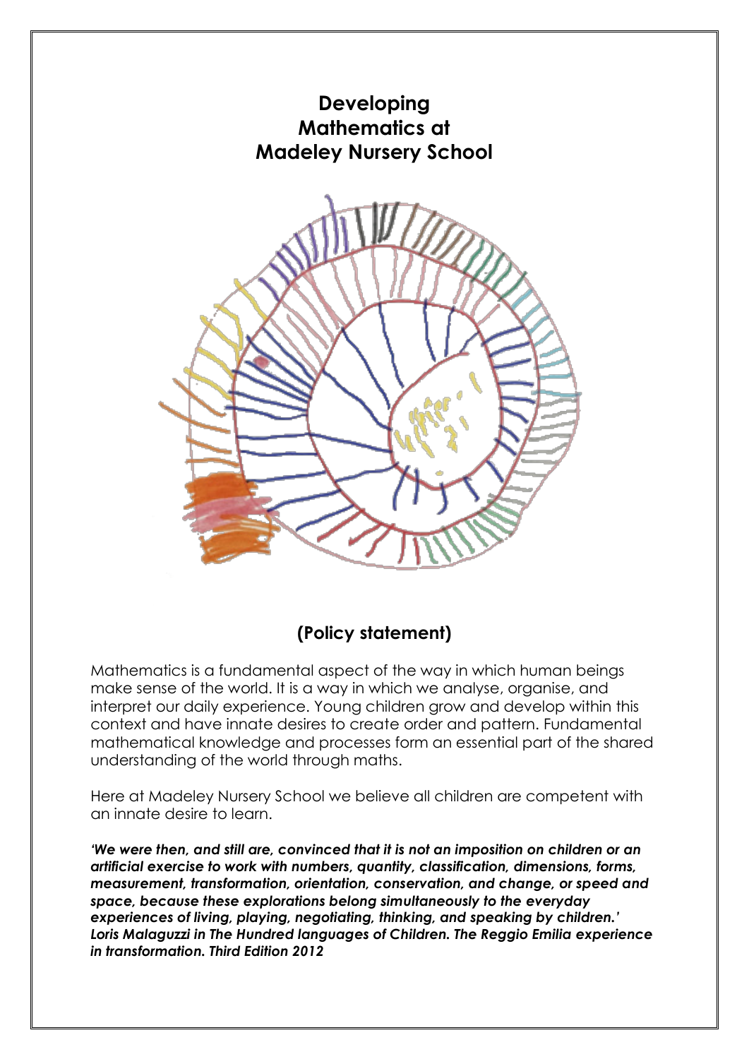# Developing Mathematics at Madeley Nursery School

## (Policy statement)

Mathematics is a fundamental aspect of the way in which human beings make sense of the world. It is a way in which we analyse, organise, and interpret our daily experience. Young children grow and develop within this context and have innate desires to create order and pattern. Fundamental mathematical knowledge and processes form an essential part of the shared understanding of the world through maths.

Here at Madeley Nursery School we believe all children are competent with an innate desire to learn.

***'We were then, and still are, convinced that it is not an imposition on children or an artificial exercise to work with numbers, quantity, classification, dimensions, forms, measurement, transformation, orientation, conservation, and change, or speed and space, because these explorations belong simultaneously to the everyday experiences of living, playing, negotiating, thinking, and speaking by children.' Loris Malaguzzi in The Hundred languages of Children. The Reggio Emilia experience in transformation. Third Edition 2012***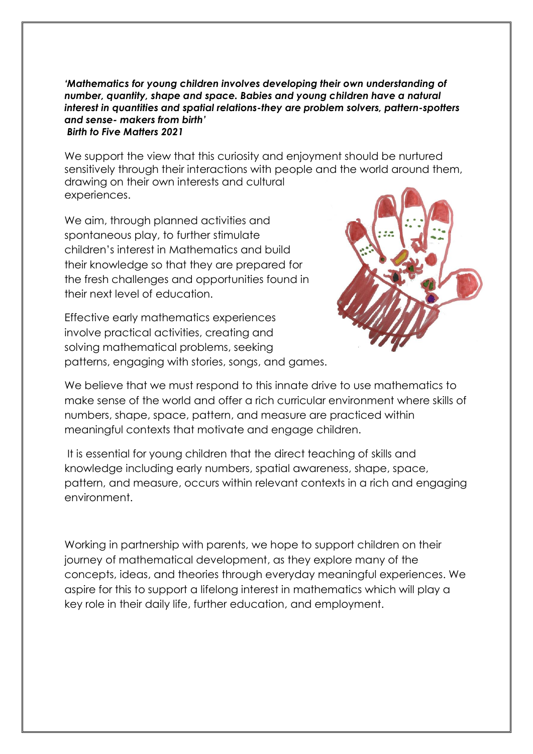***'Mathematics for young children involves developing their own understanding of number, quantity, shape and space. Babies and young children have a natural interest in quantities and spatial relations-they are problem solvers, pattern-spotters and sense- makers from birth'***
***Birth to Five Matters 2021***

We support the view that this curiosity and enjoyment should be nurtured sensitively through their interactions with people and the world around them, drawing on their own interests and cultural experiences.

We aim, through planned activities and spontaneous play, to further stimulate children's interest in Mathematics and build their knowledge so that they are prepared for the fresh challenges and opportunities found in their next level of education.

Effective early mathematics experiences involve practical activities, creating and solving mathematical problems, seeking patterns, engaging with stories, songs, and games.

We believe that we must respond to this innate drive to use mathematics to make sense of the world and offer a rich curricular environment where skills of numbers, shape, space, pattern, and measure are practiced within meaningful contexts that motivate and engage children.

It is essential for young children that the direct teaching of skills and knowledge including early numbers, spatial awareness, shape, space, pattern, and measure, occurs within relevant contexts in a rich and engaging environment.

Working in partnership with parents, we hope to support children on their journey of mathematical development, as they explore many of the concepts, ideas, and theories through everyday meaningful experiences. We aspire for this to support a lifelong interest in mathematics which will play a key role in their daily life, further education, and employment.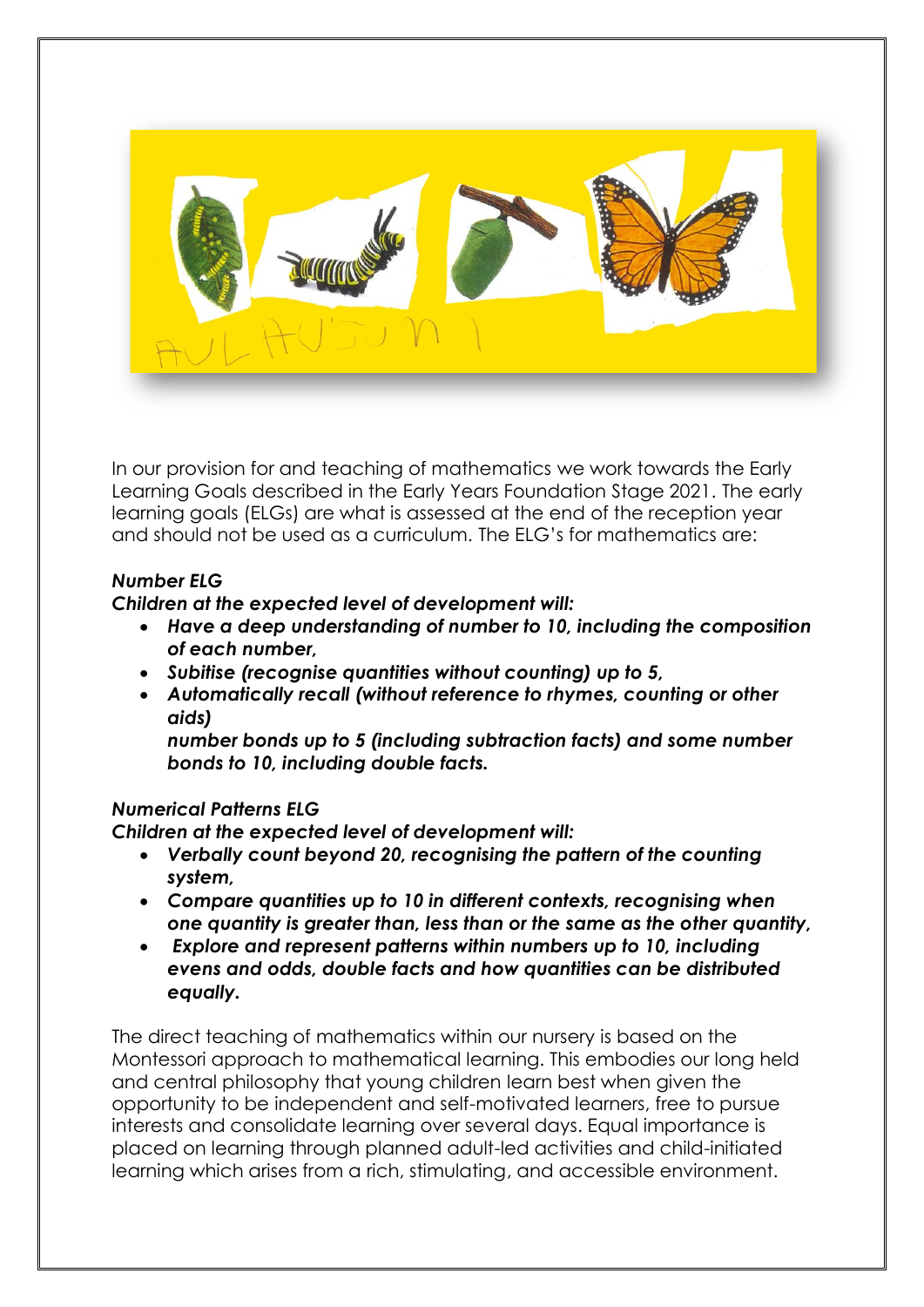In our provision for and teaching of mathematics we work towards the Early Learning Goals described in the Early Years Foundation Stage 2021. The early learning goals (ELGs) are what is assessed at the end of the reception year and should not be used as a curriculum. The ELG's for mathematics are:

***Number ELG***

***Children at the expected level of development will:***

- ***Have a deep understanding of number to 10, including the composition of each number,***
- ***Subitise (recognise quantities without counting) up to 5,***
- ***Automatically recall (without reference to rhymes, counting or other aids)***
  ***number bonds up to 5 (including subtraction facts) and some number bonds to 10, including double facts.***

***Numerical Patterns ELG***

***Children at the expected level of development will:***

- ***Verbally count beyond 20, recognising the pattern of the counting system,***
- ***Compare quantities up to 10 in different contexts, recognising when one quantity is greater than, less than or the same as the other quantity,***
- ***Explore and represent patterns within numbers up to 10, including evens and odds, double facts and how quantities can be distributed equally.***

The direct teaching of mathematics within our nursery is based on the Montessori approach to mathematical learning. This embodies our long held and central philosophy that young children learn best when given the opportunity to be independent and self-motivated learners, free to pursue interests and consolidate learning over several days. Equal importance is placed on learning through planned adult-led activities and child-initiated learning which arises from a rich, stimulating, and accessible environment.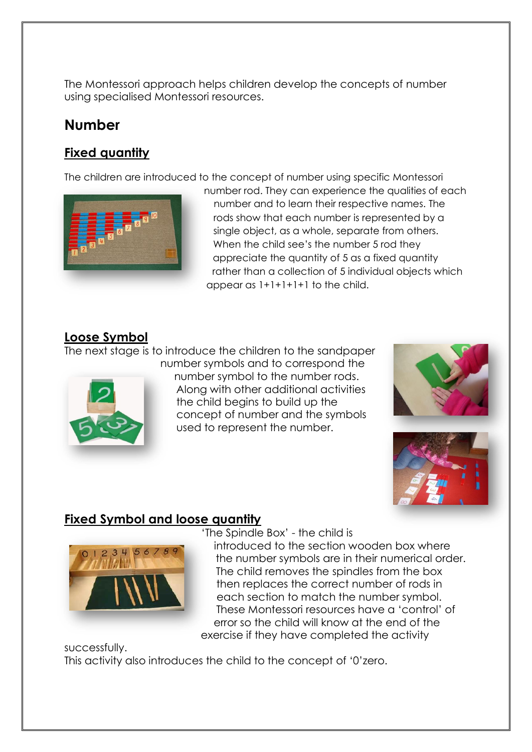The Montessori approach helps children develop the concepts of number using specialised Montessori resources.

## Number

### Fixed quantity

The children are introduced to the concept of number using specific Montessori number rod. They can experience the qualities of each number and to learn their respective names. The rods show that each number is represented by a single object, as a whole, separate from others. When the child see's the number 5 rod they appreciate the quantity of 5 as a fixed quantity rather than a collection of 5 individual objects which appear as 1+1+1+1+1 to the child.

### Loose Symbol

The next stage is to introduce the children to the sandpaper number symbols and to correspond the number symbol to the number rods. Along with other additional activities the child begins to build up the concept of number and the symbols used to represent the number.

### Fixed Symbol and loose quantity

'The Spindle Box' - the child is introduced to the section wooden box where the number symbols are in their numerical order. The child removes the spindles from the box then replaces the correct number of rods in each section to match the number symbol. These Montessori resources have a 'control' of error so the child will know at the end of the exercise if they have completed the activity successfully.

This activity also introduces the child to the concept of '0'zero.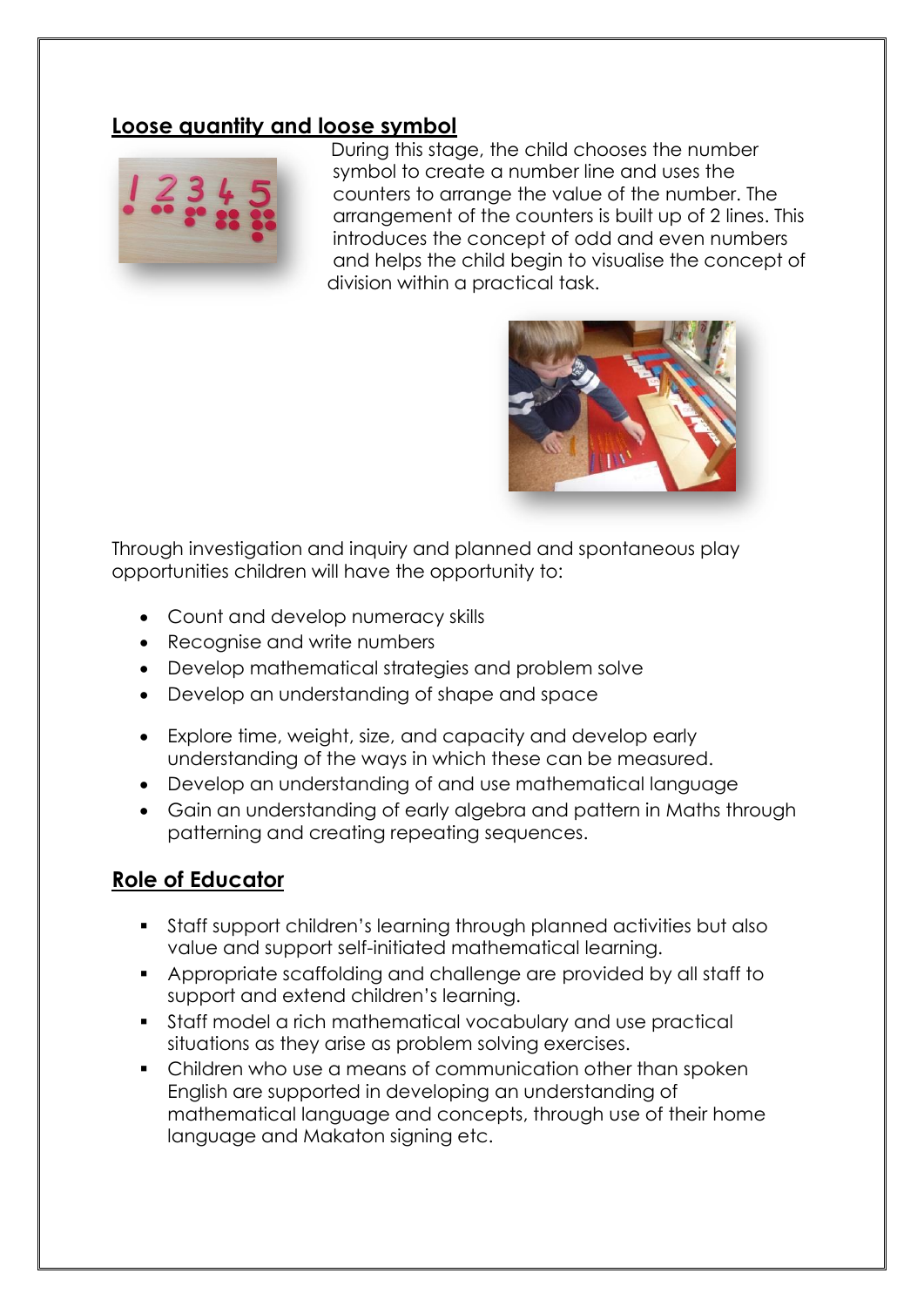## Loose quantity and loose symbol

During this stage, the child chooses the number symbol to create a number line and uses the counters to arrange the value of the number. The arrangement of the counters is built up of 2 lines. This introduces the concept of odd and even numbers and helps the child begin to visualise the concept of division within a practical task.

Through investigation and inquiry and planned and spontaneous play opportunities children will have the opportunity to:

- Count and develop numeracy skills
- Recognise and write numbers
- Develop mathematical strategies and problem solve
- Develop an understanding of shape and space
- Explore time, weight, size, and capacity and develop early understanding of the ways in which these can be measured.
- Develop an understanding of and use mathematical language
- Gain an understanding of early algebra and pattern in Maths through patterning and creating repeating sequences.

## Role of Educator

- Staff support children's learning through planned activities but also value and support self-initiated mathematical learning.
- Appropriate scaffolding and challenge are provided by all staff to support and extend children's learning.
- Staff model a rich mathematical vocabulary and use practical situations as they arise as problem solving exercises.
- Children who use a means of communication other than spoken English are supported in developing an understanding of mathematical language and concepts, through use of their home language and Makaton signing etc.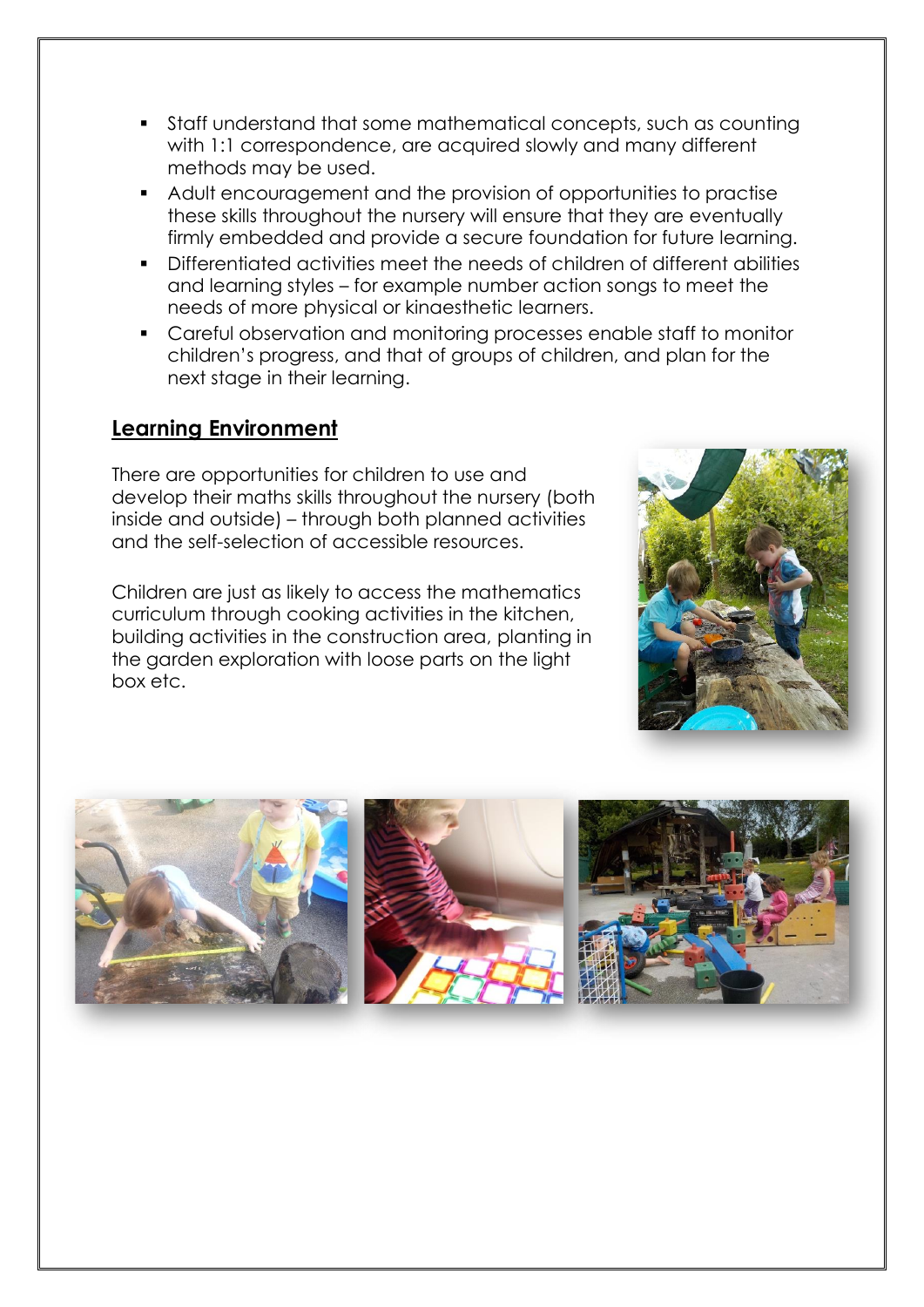- Staff understand that some mathematical concepts, such as counting with 1:1 correspondence, are acquired slowly and many different methods may be used.
- Adult encouragement and the provision of opportunities to practise these skills throughout the nursery will ensure that they are eventually firmly embedded and provide a secure foundation for future learning.
- Differentiated activities meet the needs of children of different abilities and learning styles – for example number action songs to meet the needs of more physical or kinaesthetic learners.
- Careful observation and monitoring processes enable staff to monitor children's progress, and that of groups of children, and plan for the next stage in their learning.

## **Learning Environment**

There are opportunities for children to use and develop their maths skills throughout the nursery (both inside and outside) – through both planned activities and the self-selection of accessible resources.

Children are just as likely to access the mathematics curriculum through cooking activities in the kitchen, building activities in the construction area, planting in the garden exploration with loose parts on the light box etc.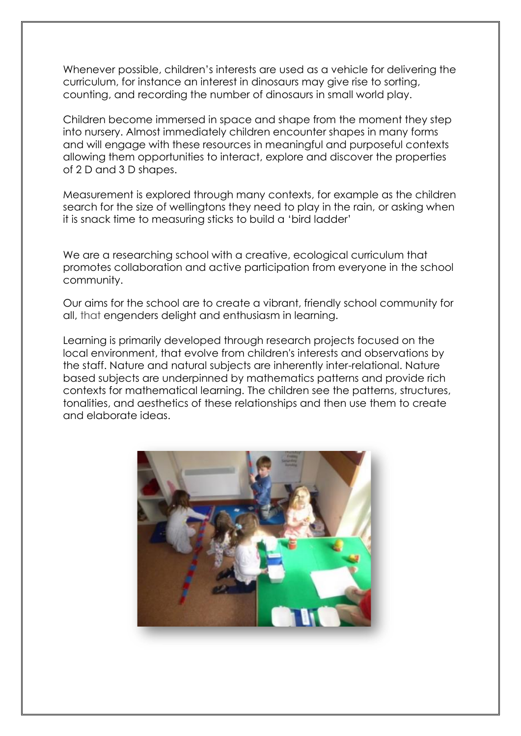Whenever possible, children's interests are used as a vehicle for delivering the curriculum, for instance an interest in dinosaurs may give rise to sorting, counting, and recording the number of dinosaurs in small world play.

Children become immersed in space and shape from the moment they step into nursery. Almost immediately children encounter shapes in many forms and will engage with these resources in meaningful and purposeful contexts allowing them opportunities to interact, explore and discover the properties of 2 D and 3 D shapes.

Measurement is explored through many contexts, for example as the children search for the size of wellingtons they need to play in the rain, or asking when it is snack time to measuring sticks to build a 'bird ladder'

We are a researching school with a creative, ecological curriculum that promotes collaboration and active participation from everyone in the school community.

Our aims for the school are to create a vibrant, friendly school community for all, that engenders delight and enthusiasm in learning.

Learning is primarily developed through research projects focused on the local environment, that evolve from children's interests and observations by the staff. Nature and natural subjects are inherently inter-relational. Nature based subjects are underpinned by mathematics patterns and provide rich contexts for mathematical learning. The children see the patterns, structures, tonalities, and aesthetics of these relationships and then use them to create and elaborate ideas.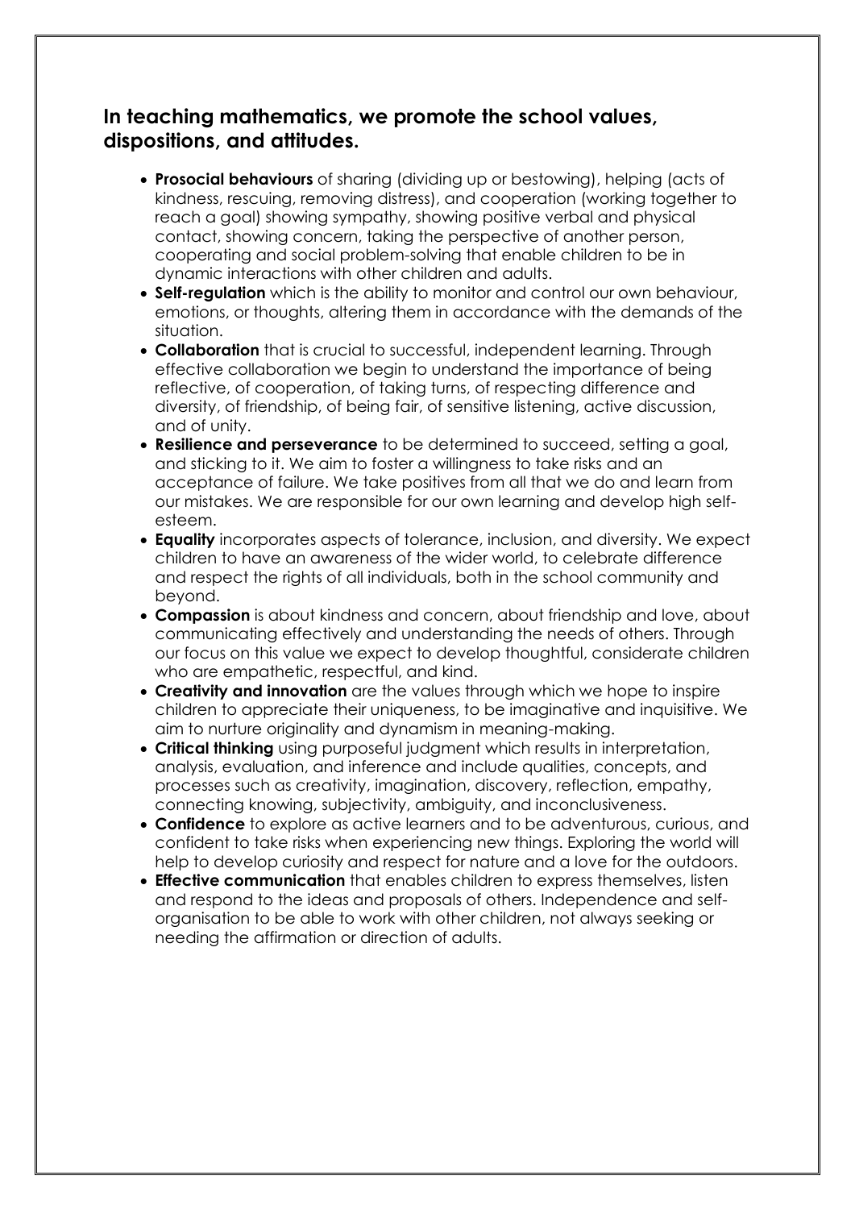## In teaching mathematics, we promote the school values, dispositions, and attitudes.

- **Prosocial behaviours** of sharing (dividing up or bestowing), helping (acts of kindness, rescuing, removing distress), and cooperation (working together to reach a goal) showing sympathy, showing positive verbal and physical contact, showing concern, taking the perspective of another person, cooperating and social problem-solving that enable children to be in dynamic interactions with other children and adults.
- **Self-regulation** which is the ability to monitor and control our own behaviour, emotions, or thoughts, altering them in accordance with the demands of the situation.
- **Collaboration** that is crucial to successful, independent learning. Through effective collaboration we begin to understand the importance of being reflective, of cooperation, of taking turns, of respecting difference and diversity, of friendship, of being fair, of sensitive listening, active discussion, and of unity.
- **Resilience and perseverance** to be determined to succeed, setting a goal, and sticking to it. We aim to foster a willingness to take risks and an acceptance of failure. We take positives from all that we do and learn from our mistakes. We are responsible for our own learning and develop high self-esteem.
- **Equality** incorporates aspects of tolerance, inclusion, and diversity. We expect children to have an awareness of the wider world, to celebrate difference and respect the rights of all individuals, both in the school community and beyond.
- **Compassion** is about kindness and concern, about friendship and love, about communicating effectively and understanding the needs of others. Through our focus on this value we expect to develop thoughtful, considerate children who are empathetic, respectful, and kind.
- **Creativity and innovation** are the values through which we hope to inspire children to appreciate their uniqueness, to be imaginative and inquisitive. We aim to nurture originality and dynamism in meaning-making.
- **Critical thinking** using purposeful judgment which results in interpretation, analysis, evaluation, and inference and include qualities, concepts, and processes such as creativity, imagination, discovery, reflection, empathy, connecting knowing, subjectivity, ambiguity, and inconclusiveness.
- **Confidence** to explore as active learners and to be adventurous, curious, and confident to take risks when experiencing new things. Exploring the world will help to develop curiosity and respect for nature and a love for the outdoors.
- **Effective communication** that enables children to express themselves, listen and respond to the ideas and proposals of others. Independence and self-organisation to be able to work with other children, not always seeking or needing the affirmation or direction of adults.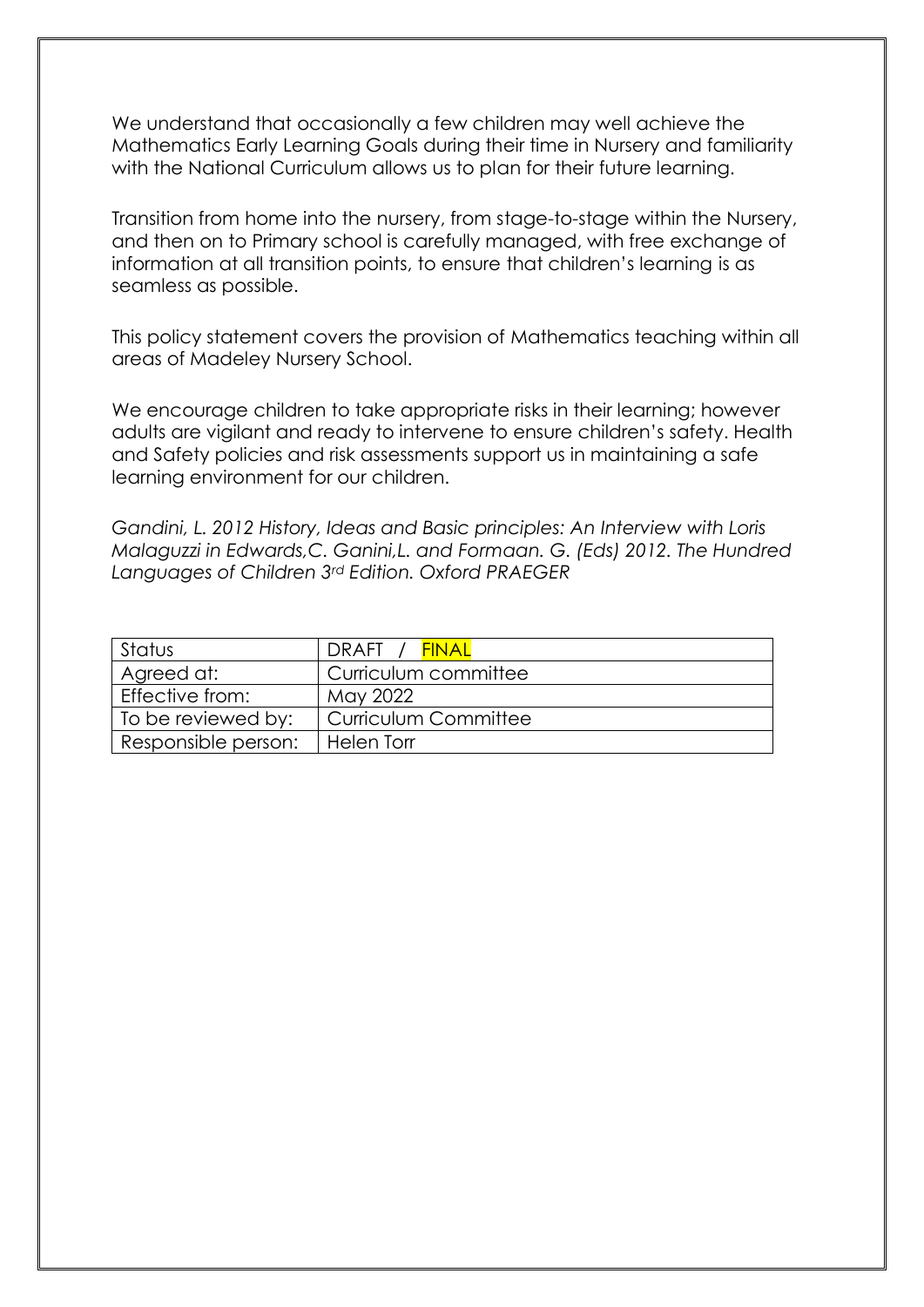We understand that occasionally a few children may well achieve the Mathematics Early Learning Goals during their time in Nursery and familiarity with the National Curriculum allows us to plan for their future learning.

Transition from home into the nursery, from stage-to-stage within the Nursery, and then on to Primary school is carefully managed, with free exchange of information at all transition points, to ensure that children's learning is as seamless as possible.

This policy statement covers the provision of Mathematics teaching within all areas of Madeley Nursery School.

We encourage children to take appropriate risks in their learning; however adults are vigilant and ready to intervene to ensure children's safety. Health and Safety policies and risk assessments support us in maintaining a safe learning environment for our children.

*Gandini, L. 2012 History, Ideas and Basic principles: An Interview with Loris Malaguzzi in Edwards,C. Ganini,L. and Formaan. G. (Eds) 2012. The Hundred Languages of Children 3rd Edition. Oxford PRAEGER*

| | |
|---|---|
| Status | DRAFT / FINAL |
| Agreed at: | Curriculum committee |
| Effective from: | May 2022 |
| To be reviewed by: | Curriculum Committee |
| Responsible person: | Helen Torr |